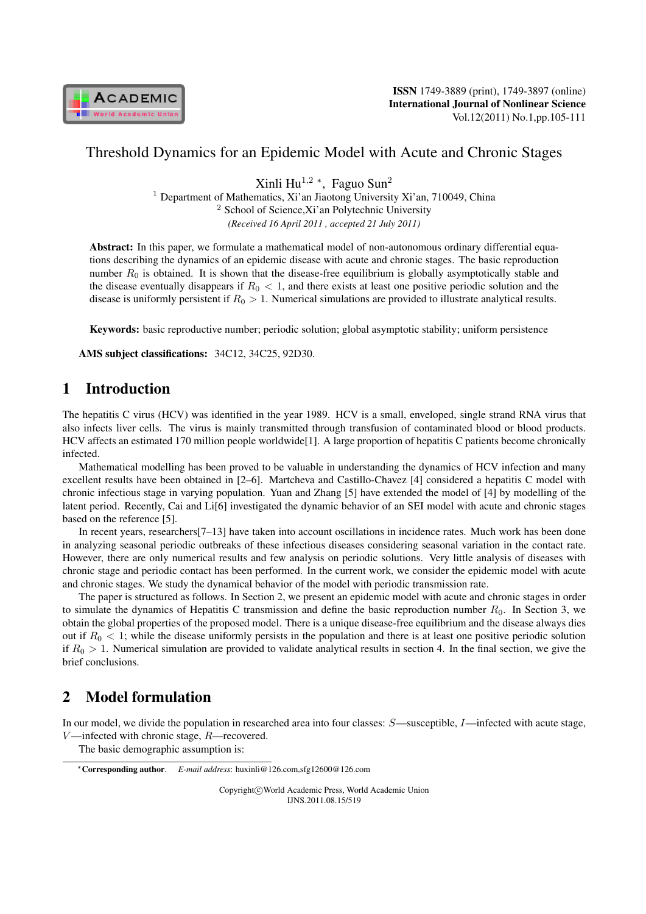# Threshold Dynamics for an Epidemic Model with Acute and Chronic Stages

Xinli Hu[1,2] *, Faguo Sun[2]

[1] Department of Mathematics, Xi'an Jiaotong University Xi'an, 710049, China

[2] School of Science,Xi'an Polytechnic University

*(Received 16 April 2011 , accepted 21 July 2011)*

**Abstract:** In this paper, we formulate a mathematical model of non-autonomous ordinary differential equations describing the dynamics of an epidemic disease with acute and chronic stages. The basic reproduction number $R_0$ is obtained. It is shown that the disease-free equilibrium is globally asymptotically stable and the disease eventually disappears if $R_0 < 1$, and there exists at least one positive periodic solution and the disease is uniformly persistent if $R_0 > 1$. Numerical simulations are provided to illustrate analytical results.

**Keywords:** basic reproductive number; periodic solution; global asymptotic stability; uniform persistence

**AMS subject classifications:** 34C12, 34C25, 92D30.

## 1 Introduction

The hepatitis C virus (HCV) was identified in the year 1989. HCV is a small, enveloped, single strand RNA virus that also infects liver cells. The virus is mainly transmitted through transfusion of contaminated blood or blood products. HCV affects an estimated 170 million people worldwide[1]. A large proportion of hepatitis C patients become chronically infected.

Mathematical modelling has been proved to be valuable in understanding the dynamics of HCV infection and many excellent results have been obtained in [2–6]. Martcheva and Castillo-Chavez [4] considered a hepatitis C model with chronic infectious stage in varying population. Yuan and Zhang [5] have extended the model of [4] by modelling of the latent period. Recently, Cai and Li[6] investigated the dynamic behavior of an SEI model with acute and chronic stages based on the reference [5].

In recent years, researchers[7–13] have taken into account oscillations in incidence rates. Much work has been done in analyzing seasonal periodic outbreaks of these infectious diseases considering seasonal variation in the contact rate. However, there are only numerical results and few analysis on periodic solutions. Very little analysis of diseases with chronic stage and periodic contact has been performed. In the current work, we consider the epidemic model with acute and chronic stages. We study the dynamical behavior of the model with periodic transmission rate.

The paper is structured as follows. In Section 2, we present an epidemic model with acute and chronic stages in order to simulate the dynamics of Hepatitis C transmission and define the basic reproduction number $R_0$. In Section 3, we obtain the global properties of the proposed model. There is a unique disease-free equilibrium and the disease always dies out if $R_0 < 1$; while the disease uniformly persists in the population and there is at least one positive periodic solution if $R_0 > 1$. Numerical simulation are provided to validate analytical results in section 4. In the final section, we give the brief conclusions.

## 2 Model formulation

In our model, we divide the population in researched area into four classes: $S$—susceptible, $I$—infected with acute stage, $V$—infected with chronic stage, $R$—recovered.

The basic demographic assumption is:

*Corresponding author. *E-mail address*: huxinli@126.com,sfg12600@126.com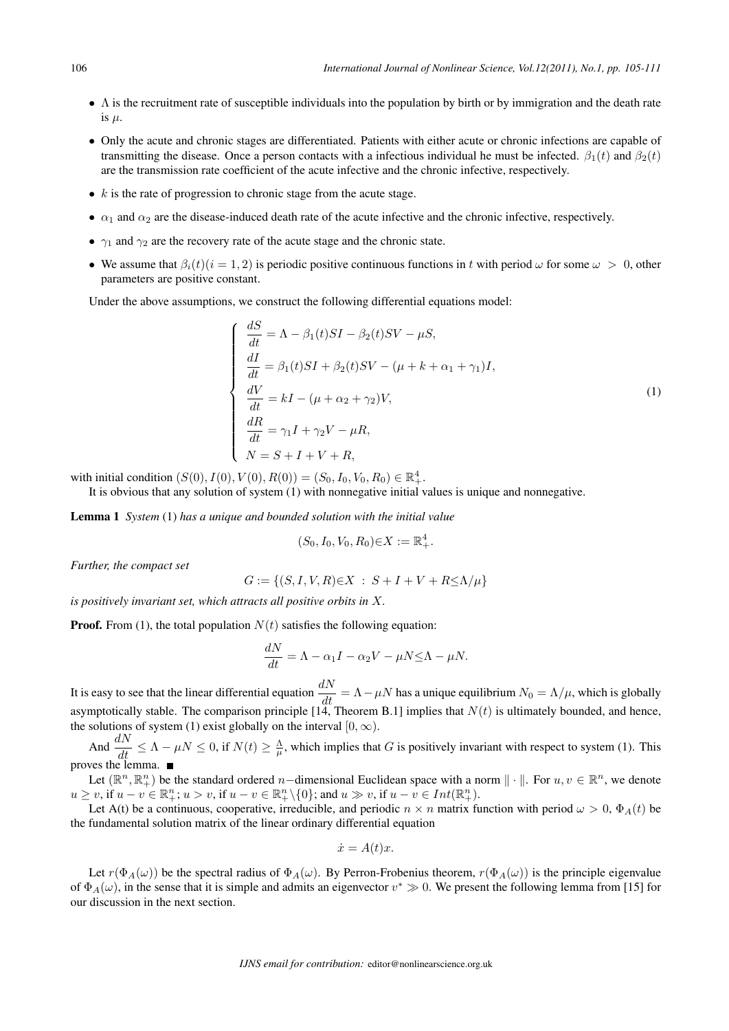- $\Lambda$ is the recruitment rate of susceptible individuals into the population by birth or by immigration and the death rate is $\mu$.
- Only the acute and chronic stages are differentiated. Patients with either acute or chronic infections are capable of transmitting the disease. Once a person contacts with a infectious individual he must be infected. $\beta_1(t)$ and $\beta_2(t)$ are the transmission rate coefficient of the acute infective and the chronic infective, respectively.
- $k$ is the rate of progression to chronic stage from the acute stage.
- $\alpha_1$ and $\alpha_2$ are the disease-induced death rate of the acute infective and the chronic infective, respectively.
- $\gamma_1$ and $\gamma_2$ are the recovery rate of the acute stage and the chronic state.
- We assume that $\beta_i(t)(i = 1, 2)$ is periodic positive continuous functions in $t$ with period $\omega$ for some $\omega > 0$, other parameters are positive constant.

Under the above assumptions, we construct the following differential equations model:

$$
\begin{cases}
\dfrac{dS}{dt} = \Lambda - \beta_1(t)SI - \beta_2(t)SV - \mu S, \\
\dfrac{dI}{dt} = \beta_1(t)SI + \beta_2(t)SV - (\mu + k + \alpha_1 + \gamma_1)I, \\
\dfrac{dV}{dt} = kI - (\mu + \alpha_2 + \gamma_2)V, \\
\dfrac{dR}{dt} = \gamma_1 I + \gamma_2 V - \mu R, \\
N = S + I + V + R,
\end{cases}
\tag{1}
$$

with initial condition $(S(0), I(0), V(0), R(0)) = (S_0, I_0, V_0, R_0) \in \mathbb{R}^4_+$.

It is obvious that any solution of system (1) with nonnegative initial values is unique and nonnegative.

**Lemma 1** *System* (1) *has a unique and bounded solution with the initial value*

$$(S_0, I_0, V_0, R_0) \in X := \mathbb{R}^4_+.$$

*Further, the compact set*

$$G := \{(S, I, V, R) \in X \ : \ S + I + V + R \leq \Lambda/\mu\}$$

*is positively invariant set, which attracts all positive orbits in* $X$.

**Proof.** From (1), the total population $N(t)$ satisfies the following equation:

$$\frac{dN}{dt} = \Lambda - \alpha_1 I - \alpha_2 V - \mu N \leq \Lambda - \mu N.$$

It is easy to see that the linear differential equation $\dfrac{dN}{dt} = \Lambda - \mu N$ has a unique equilibrium $N_0 = \Lambda/\mu$, which is globally asymptotically stable. The comparison principle [14, Theorem B.1] implies that $N(t)$ is ultimately bounded, and hence, the solutions of system (1) exist globally on the interval $[0, \infty)$.

And $\dfrac{dN}{dt} \leq \Lambda - \mu N \leq 0$, if $N(t) \geq \frac{\Lambda}{\mu}$, which implies that $G$ is positively invariant with respect to system (1). This proves the lemma. ■

Let $(\mathbb{R}^n, \mathbb{R}^n_+)$ be the standard ordered $n-$dimensional Euclidean space with a norm $\| \cdot \|$. For $u, v \in \mathbb{R}^n$, we denote $u \geq v$, if $u - v \in \mathbb{R}^n_+$; $u > v$, if $u - v \in \mathbb{R}^n_+ \backslash \{0\}$; and $u \gg v$, if $u - v \in Int(\mathbb{R}^n_+)$.

Let A(t) be a continuous, cooperative, irreducible, and periodic $n \times n$ matrix function with period $\omega > 0$, $\Phi_A(t)$ be the fundamental solution matrix of the linear ordinary differential equation

$$\dot{x} = A(t)x.$$

Let $r(\Phi_A(\omega))$ be the spectral radius of $\Phi_A(\omega)$. By Perron-Frobenius theorem, $r(\Phi_A(\omega))$ is the principle eigenvalue of $\Phi_A(\omega)$, in the sense that it is simple and admits an eigenvector $v^* \gg 0$. We present the following lemma from [15] for our discussion in the next section.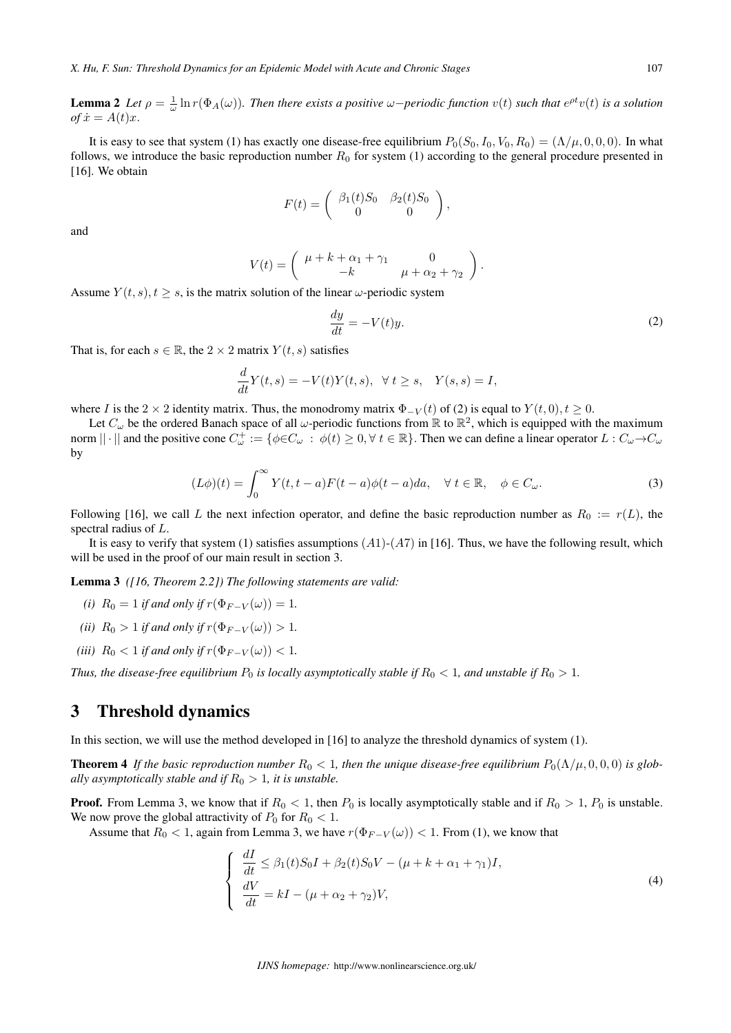**Lemma 2** *Let $\rho = \frac{1}{\omega} \ln r(\Phi_A(\omega))$. Then there exists a positive $\omega-$periodic function $v(t)$ such that $e^{\rho t} v(t)$ is a solution of $\dot{x} = A(t)x$.*

It is easy to see that system (1) has exactly one disease-free equilibrium $P_0(S_0, I_0, V_0, R_0) = (\Lambda/\mu, 0, 0, 0)$. In what follows, we introduce the basic reproduction number $R_0$ for system (1) according to the general procedure presented in [16]. We obtain

$$F(t) = \begin{pmatrix} \beta_1(t)S_0 & \beta_2(t)S_0 \\ 0 & 0 \end{pmatrix},$$

and

$$V(t) = \begin{pmatrix} \mu + k + \alpha_1 + \gamma_1 & 0 \\ -k & \mu + \alpha_2 + \gamma_2 \end{pmatrix}.$$

Assume $Y(t,s), t \geq s$, is the matrix solution of the linear $\omega$-periodic system

$$\frac{dy}{dt} = -V(t)y. \tag{2}$$

That is, for each $s \in \mathbb{R}$, the $2 \times 2$ matrix $Y(t,s)$ satisfies

$$\frac{d}{dt}Y(t,s) = -V(t)Y(t,s), \ \ \forall\ t \geq s, \quad Y(s,s) = I,$$

where $I$ is the $2 \times 2$ identity matrix. Thus, the monodromy matrix $\Phi_{-V}(t)$ of (2) is equal to $Y(t,0), t \geq 0$.

Let $C_\omega$ be the ordered Banach space of all $\omega$-periodic functions from $\mathbb{R}$ to $\mathbb{R}^2$, which is equipped with the maximum norm $||\cdot||$ and the positive cone $C_\omega^+ := \{\phi \in C_\omega \ : \ \phi(t) \geq 0, \forall\ t \in \mathbb{R}\}$. Then we can define a linear operator $L : C_\omega \to C_\omega$ by

$$(L\phi)(t) = \int_0^\infty Y(t, t-a)F(t-a)\phi(t-a)da, \quad \forall\ t \in \mathbb{R}, \quad \phi \in C_\omega. \tag{3}$$

Following [16], we call $L$ the next infection operator, and define the basic reproduction number as $R_0 := r(L)$, the spectral radius of $L$.

It is easy to verify that system (1) satisfies assumptions $(A1)$-$(A7)$ in [16]. Thus, we have the following result, which will be used in the proof of our main result in section 3.

**Lemma 3** *([16, Theorem 2.2]) The following statements are valid:*

*(i)* $R_0 = 1$ *if and only if* $r(\Phi_{F-V}(\omega)) = 1$.

*(ii)* $R_0 > 1$ *if and only if* $r(\Phi_{F-V}(\omega)) > 1$.

*(iii)* $R_0 < 1$ *if and only if* $r(\Phi_{F-V}(\omega)) < 1$.

*Thus, the disease-free equilibrium $P_0$ is locally asymptotically stable if $R_0 < 1$, and unstable if $R_0 > 1$.*

## 3 Threshold dynamics

In this section, we will use the method developed in [16] to analyze the threshold dynamics of system (1).

**Theorem 4** *If the basic reproduction number $R_0 < 1$, then the unique disease-free equilibrium $P_0(\Lambda/\mu, 0, 0, 0)$ is globally asymptotically stable and if $R_0 > 1$, it is unstable.*

**Proof.** From Lemma 3, we know that if $R_0 < 1$, then $P_0$ is locally asymptotically stable and if $R_0 > 1$, $P_0$ is unstable. We now prove the global attractivity of $P_0$ for $R_0 < 1$.

Assume that $R_0 < 1$, again from Lemma 3, we have $r(\Phi_{F-V}(\omega)) < 1$. From (1), we know that

$$\begin{cases} \dfrac{dI}{dt} \leq \beta_1(t)S_0 I + \beta_2(t)S_0 V - (\mu + k + \alpha_1 + \gamma_1)I, \\ \dfrac{dV}{dt} = kI - (\mu + \alpha_2 + \gamma_2)V, \end{cases} \tag{4}$$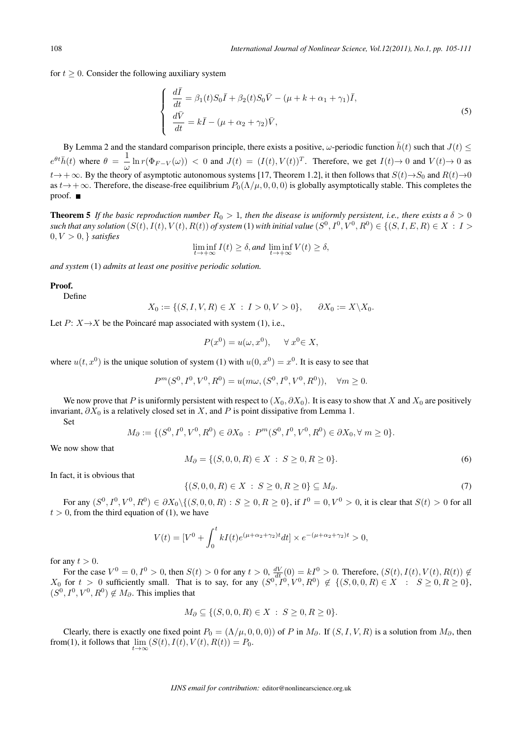for $t \geq 0$. Consider the following auxiliary system

$$
\begin{cases}
\dfrac{d\bar{I}}{dt} = \beta_1(t)S_0\bar{I} + \beta_2(t)S_0\bar{V} - (\mu + k + \alpha_1 + \gamma_1)\bar{I}, \\
\dfrac{d\bar{V}}{dt} = k\bar{I} - (\mu + \alpha_2 + \gamma_2)\bar{V},
\end{cases}
\tag{5}
$$

By Lemma 2 and the standard comparison principle, there exists a positive, $\omega$-periodic function $\bar{h}(t)$ such that $J(t) \leq e^{\theta t}\bar{h}(t)$ where $\theta = \dfrac{1}{\omega}\ln r(\Phi_{F-V}(\omega)) < 0$ and $J(t) = (I(t), V(t))^T$. Therefore, we get $I(t) \rightarrow 0$ and $V(t) \rightarrow 0$ as $t \rightarrow +\infty$. By the theory of asymptotic autonomous systems [17, Theorem 1.2], it then follows that $S(t) \rightarrow S_0$ and $R(t) \rightarrow 0$ as $t \rightarrow +\infty$. Therefore, the disease-free equilibrium $P_0(\Lambda/\mu, 0, 0, 0)$ is globally asymptotically stable. This completes the proof. ■

**Theorem 5** *If the basic reproduction number $R_0 > 1$, then the disease is uniformly persistent, i.e., there exists a $\delta > 0$ such that any solution $(S(t), I(t), V(t), R(t))$ of system (1) with initial value $(S^0, I^0, V^0, R^0) \in \{(S, I, E, R) \in X : I > 0, V > 0, \}$ satisfies*

$$\liminf_{t \rightarrow +\infty} I(t) \geq \delta, \textit{and} \ \liminf_{t \rightarrow +\infty} V(t) \geq \delta,$$

*and system (1) admits at least one positive periodic solution.*

**Proof.**

Define

$$X_0 := \{(S, I, V, R) \in X : I > 0, V > 0\}, \qquad \partial X_0 := X \backslash X_0.$$

Let $P$: $X \rightarrow X$ be the Poincaré map associated with system (1), i.e.,

$$P(x^0) = u(\omega, x^0), \qquad \forall \, x^0 \in X,$$

where $u(t, x^0)$ is the unique solution of system (1) with $u(0, x^0) = x^0$. It is easy to see that

$$P^m(S^0, I^0, V^0, R^0) = u(m\omega, (S^0, I^0, V^0, R^0)), \quad \forall m \geq 0.$$

We now prove that $P$ is uniformly persistent with respect to $(X_0, \partial X_0)$. It is easy to show that $X$ and $X_0$ are positively invariant, $\partial X_0$ is a relatively closed set in $X$, and $P$ is point dissipative from Lemma 1.

Set

$$M_\partial := \{(S^0, I^0, V^0, R^0) \in \partial X_0 : P^m(S^0, I^0, V^0, R^0) \in \partial X_0, \forall \, m \geq 0\}.$$

We now show that

$$M_\partial = \{(S, 0, 0, R) \in X : S \geq 0, R \geq 0\}. \tag{6}$$

In fact, it is obvious that

$$\{(S, 0, 0, R) \in X : S \geq 0, R \geq 0\} \subseteq M_\partial. \tag{7}$$

For any $(S^0, I^0, V^0, R^0) \in \partial X_0 \backslash \{(S, 0, 0, R) : S \geq 0, R \geq 0\}$, if $I^0 = 0, V^0 > 0$, it is clear that $S(t) > 0$ for all $t > 0$, from the third equation of (1), we have

$$V(t) = [V^0 + \int_0^t kI(t)e^{(\mu+\alpha_2+\gamma_2)t}dt] \times e^{-(\mu+\alpha_2+\gamma_2)t} > 0,$$

for any $t > 0$.

For the case $V^0 = 0, I^0 > 0$, then $S(t) > 0$ for any $t > 0$, $\frac{dV}{dt}(0) = kI^0 > 0$. Therefore, $(S(t), I(t), V(t), R(t)) \notin X_0$ for $t > 0$ sufficiently small. That is to say, for any $(S^0, I^0, V^0, R^0) \notin \{(S, 0, 0, R) \in X : S \geq 0, R \geq 0\}$, $(S^0, I^0, V^0, R^0) \notin M_\partial$. This implies that

$$M_\partial \subseteq \{(S, 0, 0, R) \in X : S \geq 0, R \geq 0\}.$$

Clearly, there is exactly one fixed point $P_0 = (\Lambda/\mu, 0, 0, 0))$ of $P$ in $M_\partial$. If $(S, I, V, R)$ is a solution from $M_\partial$, then from(1), it follows that $\lim\limits_{t \rightarrow \infty}(S(t), I(t), V(t), R(t)) = P_0$.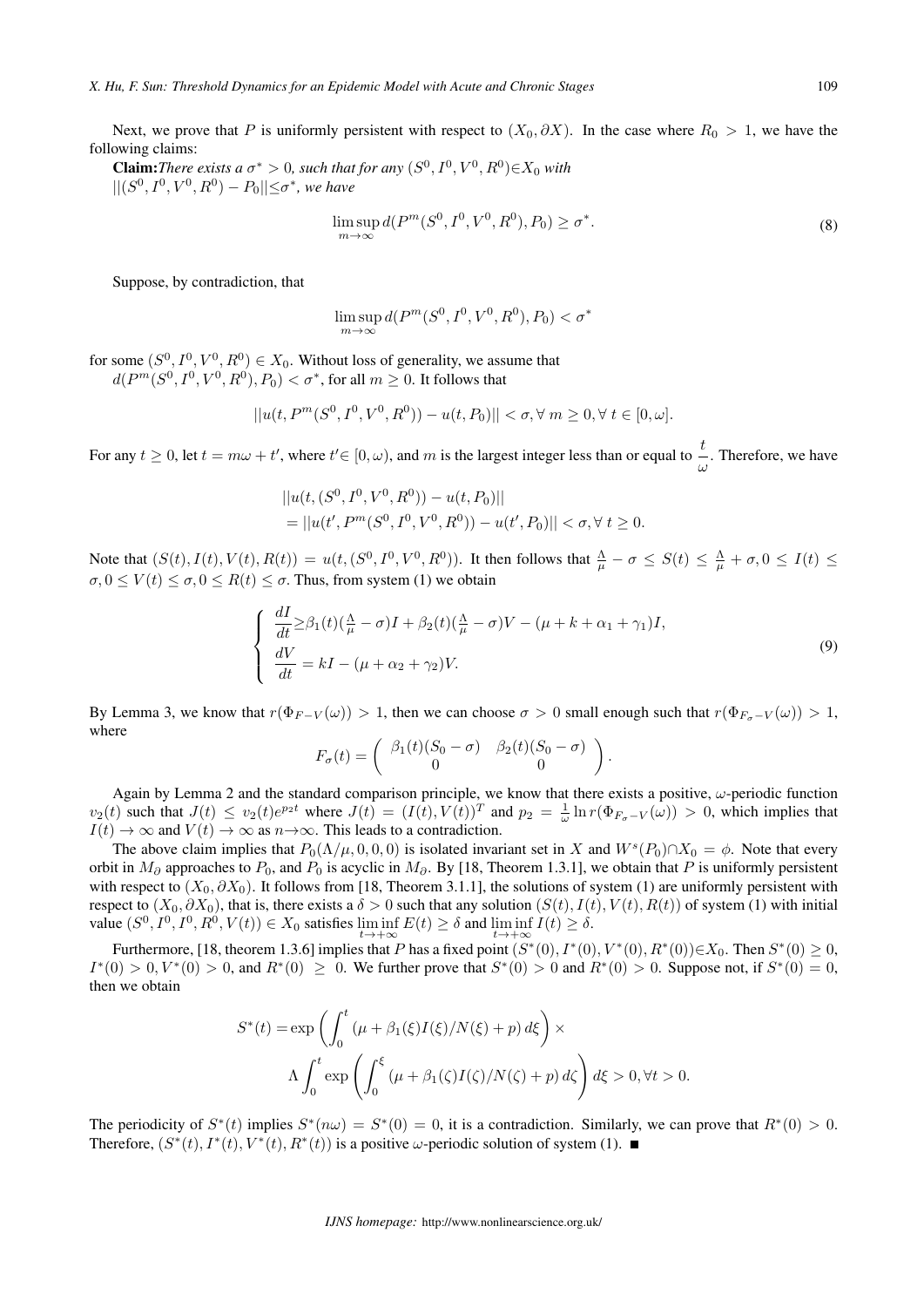Next, we prove that $P$ is uniformly persistent with respect to $(X_0, \partial X)$. In the case where $R_0 > 1$, we have the following claims:

**Claim:** *There exists a $\sigma^* > 0$, such that for any $(S^0, I^0, V^0, R^0) \in X_0$ with $||(S^0, I^0, V^0, R^0) - P_0|| \leq \sigma^*$, we have*

$$\limsup_{m \to \infty} d(P^m(S^0, I^0, V^0, R^0), P_0) \geq \sigma^*. \tag{8}$$

Suppose, by contradiction, that

$$\limsup_{m \to \infty} d(P^m(S^0, I^0, V^0, R^0), P_0) < \sigma^*$$

for some $(S^0, I^0, V^0, R^0) \in X_0$. Without loss of generality, we assume that $d(P^m(S^0, I^0, V^0, R^0), P_0) < \sigma^*$, for all $m \geq 0$. It follows that

$$||u(t, P^m(S^0, I^0, V^0, R^0)) - u(t, P_0)|| < \sigma, \forall\ m \geq 0, \forall\ t \in [0, \omega].$$

For any $t \geq 0$, let $t = m\omega + t'$, where $t' \in [0, \omega)$, and $m$ is the largest integer less than or equal to $\frac{t}{\omega}$. Therefore, we have

$$\begin{aligned}
&||u(t, (S^0, I^0, V^0, R^0)) - u(t, P_0)|| \\
&= ||u(t', P^m(S^0, I^0, V^0, R^0)) - u(t', P_0)|| < \sigma, \forall\ t \geq 0.
\end{aligned}$$

Note that $(S(t), I(t), V(t), R(t)) = u(t, (S^0, I^0, V^0, R^0))$. It then follows that $\frac{\Lambda}{\mu} - \sigma \leq S(t) \leq \frac{\Lambda}{\mu} + \sigma, 0 \leq I(t) \leq \sigma, 0 \leq V(t) \leq \sigma, 0 \leq R(t) \leq \sigma$. Thus, from system (1) we obtain

$$\left\{ \begin{array}{l}
\dfrac{dI}{dt} \geq \beta_1(t)(\frac{\Lambda}{\mu} - \sigma)I + \beta_2(t)(\frac{\Lambda}{\mu} - \sigma)V - (\mu + k + \alpha_1 + \gamma_1)I, \\
\dfrac{dV}{dt} = kI - (\mu + \alpha_2 + \gamma_2)V.
\end{array} \right. \tag{9}$$

By Lemma 3, we know that $r(\Phi_{F-V}(\omega)) > 1$, then we can choose $\sigma > 0$ small enough such that $r(\Phi_{F_\sigma - V}(\omega)) > 1$, where

$$F_\sigma(t) = \left( \begin{array}{cc} \beta_1(t)(S_0 - \sigma) & \beta_2(t)(S_0 - \sigma) \\ 0 & 0 \end{array} \right).$$

Again by Lemma 2 and the standard comparison principle, we know that there exists a positive, $\omega$-periodic function $v_2(t)$ such that $J(t) \leq v_2(t)e^{p_2 t}$ where $J(t) = (I(t), V(t))^T$ and $p_2 = \frac{1}{\omega} \ln r(\Phi_{F_\sigma - V}(\omega)) > 0$, which implies that $I(t) \to \infty$ and $V(t) \to \infty$ as $n \to \infty$. This leads to a contradiction.

The above claim implies that $P_0(\Lambda/\mu, 0, 0, 0)$ is isolated invariant set in $X$ and $W^s(P_0) \cap X_0 = \phi$. Note that every orbit in $M_\partial$ approaches to $P_0$, and $P_0$ is acyclic in $M_\partial$. By [18, Theorem 1.3.1], we obtain that $P$ is uniformly persistent with respect to $(X_0, \partial X_0)$. It follows from [18, Theorem 3.1.1], the solutions of system (1) are uniformly persistent with respect to $(X_0, \partial X_0)$, that is, there exists a $\delta > 0$ such that any solution $(S(t), I(t), V(t), R(t))$ of system (1) with initial value $(S^0, I^0, R^0, V(t)) \in X_0$ satisfies $\liminf\limits_{t \to +\infty} E(t) \geq \delta$ and $\liminf\limits_{t \to +\infty} I(t) \geq \delta$.

Furthermore, [18, theorem 1.3.6] implies that $P$ has a fixed point $(S^*(0), I^*(0), V^*(0), R^*(0)) \in X_0$. Then $S^*(0) \geq 0$, $I^*(0) > 0, V^*(0) > 0$, and $R^*(0) \geq 0$. We further prove that $S^*(0) > 0$ and $R^*(0) > 0$. Suppose not, if $S^*(0) = 0$, then we obtain

$$\begin{aligned}
S^*(t) = &\exp\left( \int_0^t (\mu + \beta_1(\xi)I(\xi)/N(\xi) + p)\, d\xi \right) \times \\
&\Lambda \int_0^t \exp\left( \int_0^\xi (\mu + \beta_1(\zeta)I(\zeta)/N(\zeta) + p)\, d\zeta \right) d\xi > 0, \forall t > 0.
\end{aligned}$$

The periodicity of $S^*(t)$ implies $S^*(n\omega) = S^*(0) = 0$, it is a contradiction. Similarly, we can prove that $R^*(0) > 0$. Therefore, $(S^*(t), I^*(t), V^*(t), R^*(t))$ is a positive $\omega$-periodic solution of system (1). ■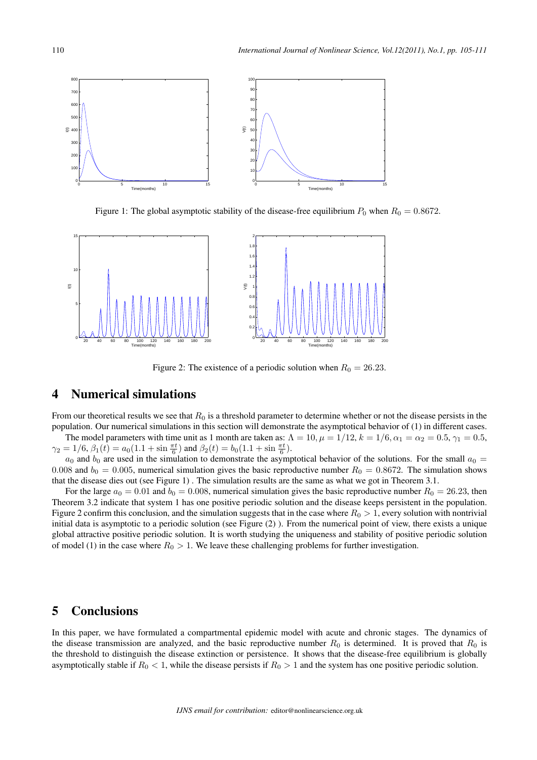Figure 1: The global asymptotic stability of the disease-free equilibrium $P_0$ when $R_0 = 0.8672$.

Figure 2: The existence of a periodic solution when $R_0 = 26.23$.

## 4 Numerical simulations

From our theoretical results we see that $R_0$ is a threshold parameter to determine whether or not the disease persists in the population. Our numerical simulations in this section will demonstrate the asymptotical behavior of (1) in different cases.

The model parameters with time unit as 1 month are taken as: $\Lambda = 10, \mu = 1/12, k = 1/6, \alpha_1 = \alpha_2 = 0.5, \gamma_1 = 0.5, \gamma_2 = 1/6, \beta_1(t) = a_0(1.1 + \sin\frac{\pi t}{6})$ and $\beta_2(t) = b_0(1.1 + \sin\frac{\pi t}{6})$.

$a_0$ and $b_0$ are used in the simulation to demonstrate the asymptotical behavior of the solutions. For the small $a_0 = 0.008$ and $b_0 = 0.005$, numerical simulation gives the basic reproductive number $R_0 = 0.8672$. The simulation shows that the disease dies out (see Figure 1) . The simulation results are the same as what we got in Theorem 3.1.

For the large $a_0 = 0.01$ and $b_0 = 0.008$, numerical simulation gives the basic reproductive number $R_0 = 26.23$, then Theorem 3.2 indicate that system 1 has one positive periodic solution and the disease keeps persistent in the population. Figure 2 confirm this conclusion, and the simulation suggests that in the case where $R_0 > 1$, every solution with nontrivial initial data is asymptotic to a periodic solution (see Figure (2) ). From the numerical point of view, there exists a unique global attractive positive periodic solution. It is worth studying the uniqueness and stability of positive periodic solution of model (1) in the case where $R_0 > 1$. We leave these challenging problems for further investigation.

## 5 Conclusions

In this paper, we have formulated a compartmental epidemic model with acute and chronic stages. The dynamics of the disease transmission are analyzed, and the basic reproductive number $R_0$ is determined. It is proved that $R_0$ is the threshold to distinguish the disease extinction or persistence. It shows that the disease-free equilibrium is globally asymptotically stable if $R_0 < 1$, while the disease persists if $R_0 > 1$ and the system has one positive periodic solution.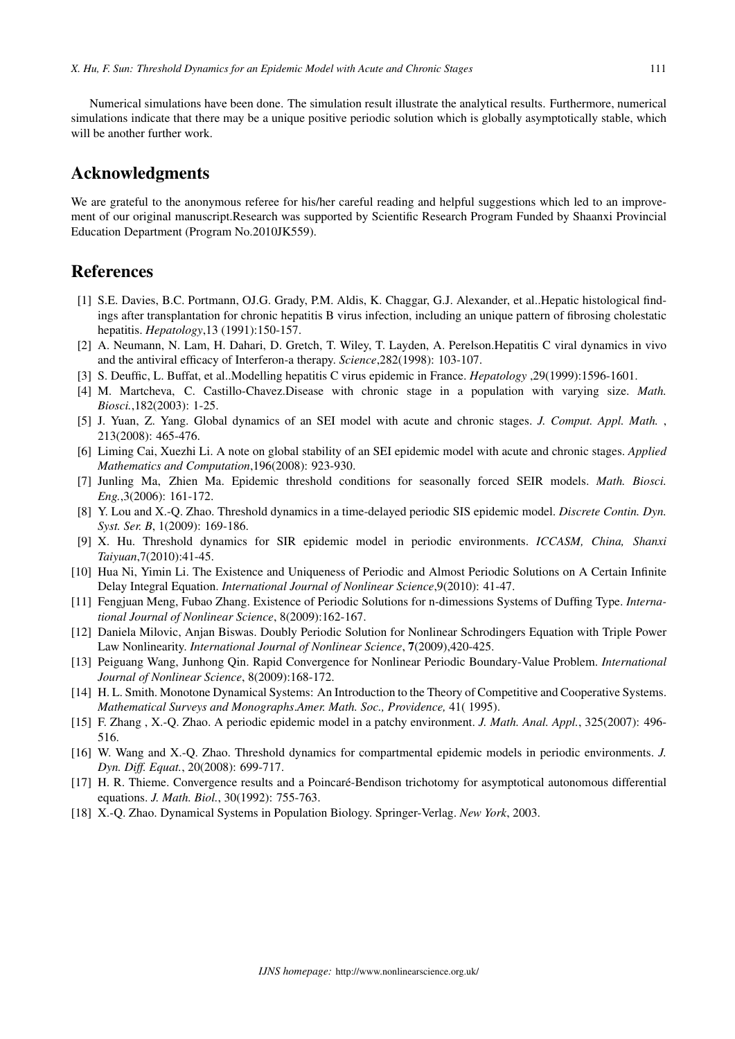Numerical simulations have been done. The simulation result illustrate the analytical results. Furthermore, numerical simulations indicate that there may be a unique positive periodic solution which is globally asymptotically stable, which will be another further work.

## Acknowledgments

We are grateful to the anonymous referee for his/her careful reading and helpful suggestions which led to an improvement of our original manuscript.Research was supported by Scientific Research Program Funded by Shaanxi Provincial Education Department (Program No.2010JK559).

## References

[1] S.E. Davies, B.C. Portmann, OJ.G. Grady, P.M. Aldis, K. Chaggar, G.J. Alexander, et al..Hepatic histological findings after transplantation for chronic hepatitis B virus infection, including an unique pattern of fibrosing cholestatic hepatitis. *Hepatology*,13 (1991):150-157.

[2] A. Neumann, N. Lam, H. Dahari, D. Gretch, T. Wiley, T. Layden, A. Perelson.Hepatitis C viral dynamics in vivo and the antiviral efficacy of Interferon-a therapy. *Science*,282(1998): 103-107.

[3] S. Deuffic, L. Buffat, et al..Modelling hepatitis C virus epidemic in France. *Hepatology* ,29(1999):1596-1601.

[4] M. Martcheva, C. Castillo-Chavez.Disease with chronic stage in a population with varying size. *Math. Biosci.*,182(2003): 1-25.

[5] J. Yuan, Z. Yang. Global dynamics of an SEI model with acute and chronic stages. *J. Comput. Appl. Math.* , 213(2008): 465-476.

[6] Liming Cai, Xuezhi Li. A note on global stability of an SEI epidemic model with acute and chronic stages. *Applied Mathematics and Computation*,196(2008): 923-930.

[7] Junling Ma, Zhien Ma. Epidemic threshold conditions for seasonally forced SEIR models. *Math. Biosci. Eng.*,3(2006): 161-172.

[8] Y. Lou and X.-Q. Zhao. Threshold dynamics in a time-delayed periodic SIS epidemic model. *Discrete Contin. Dyn. Syst. Ser. B*, 1(2009): 169-186.

[9] X. Hu. Threshold dynamics for SIR epidemic model in periodic environments. *ICCASM, China, Shanxi Taiyuan*,7(2010):41-45.

[10] Hua Ni, Yimin Li. The Existence and Uniqueness of Periodic and Almost Periodic Solutions on A Certain Infinite Delay Integral Equation. *International Journal of Nonlinear Science*,9(2010): 41-47.

[11] Fengjuan Meng, Fubao Zhang. Existence of Periodic Solutions for n-dimessions Systems of Duffing Type. *International Journal of Nonlinear Science*, 8(2009):162-167.

[12] Daniela Milovic, Anjan Biswas. Doubly Periodic Solution for Nonlinear Schrodingers Equation with Triple Power Law Nonlinearity. *International Journal of Nonlinear Science*, **7**(2009),420-425.

[13] Peiguang Wang, Junhong Qin. Rapid Convergence for Nonlinear Periodic Boundary-Value Problem. *International Journal of Nonlinear Science*, 8(2009):168-172.

[14] H. L. Smith. Monotone Dynamical Systems: An Introduction to the Theory of Competitive and Cooperative Systems. *Mathematical Surveys and Monographs.Amer. Math. Soc., Providence,* 41( 1995).

[15] F. Zhang , X.-Q. Zhao. A periodic epidemic model in a patchy environment. *J. Math. Anal. Appl.*, 325(2007): 496-516.

[16] W. Wang and X.-Q. Zhao. Threshold dynamics for compartmental epidemic models in periodic environments. *J. Dyn. Diff. Equat.*, 20(2008): 699-717.

[17] H. R. Thieme. Convergence results and a Poincaré-Bendison trichotomy for asymptotical autonomous differential equations. *J. Math. Biol.*, 30(1992): 755-763.

[18] X.-Q. Zhao. Dynamical Systems in Population Biology. Springer-Verlag. *New York*, 2003.